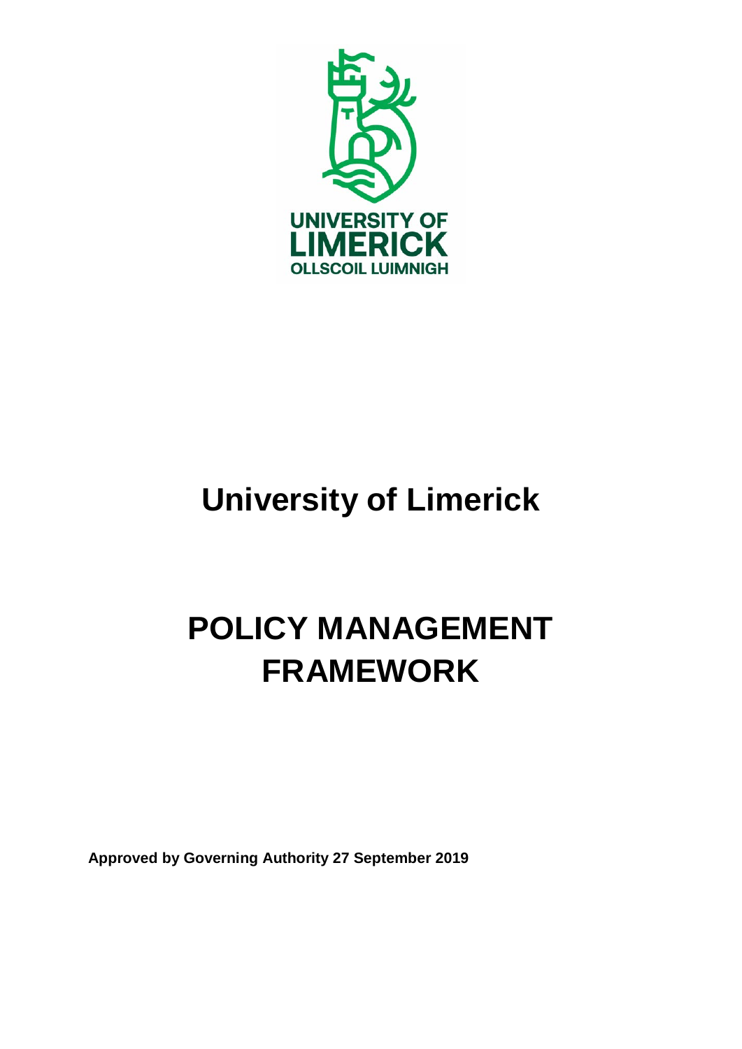# University of Limerick

# POLICY MANAGEMENT FRAMEWORK

**Approved by Governing Authority 27 September 2019**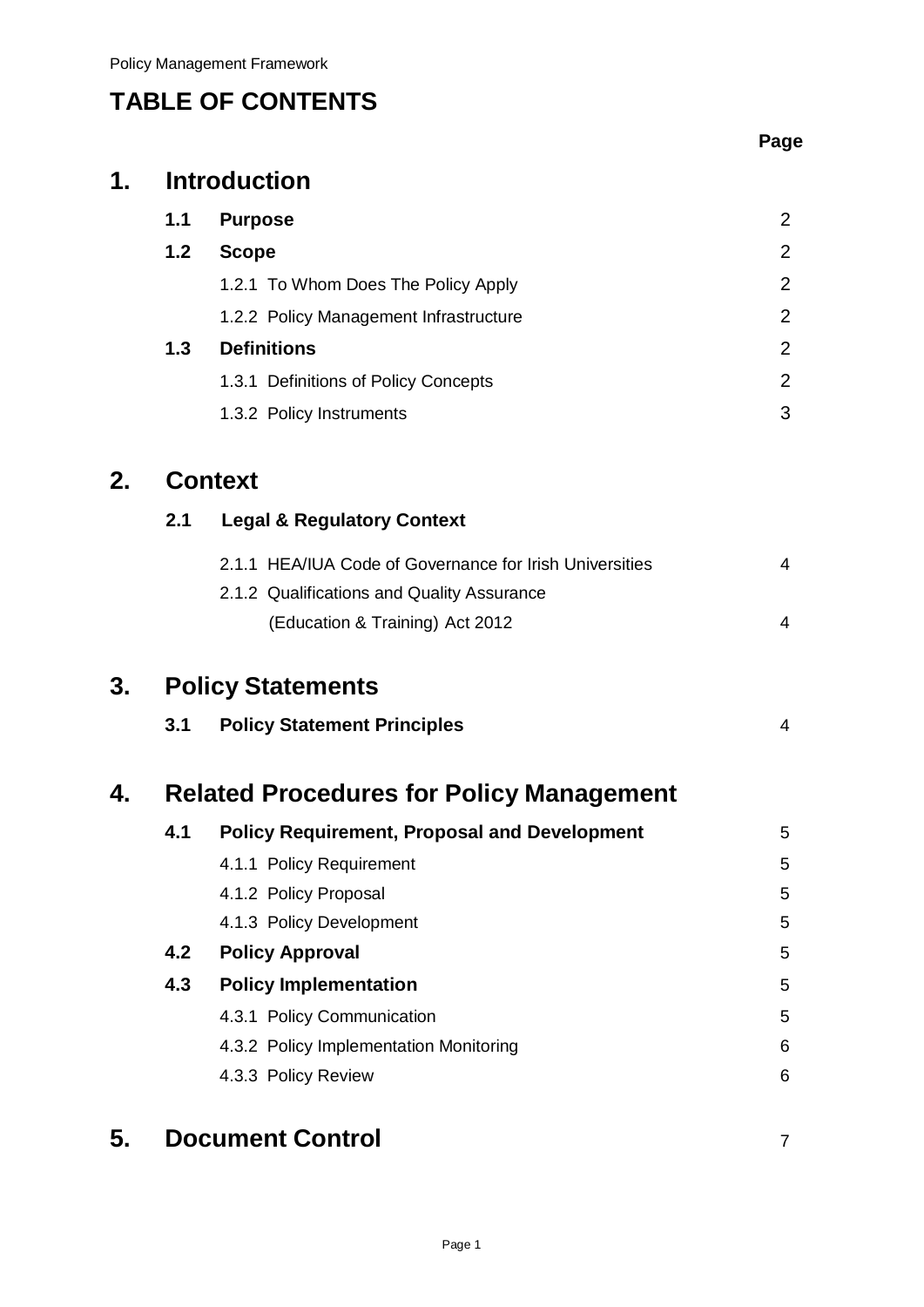# TABLE OF CONTENTS

| | | Page |
|---|---|---|
| **1.** | **Introduction** | |
| **1.1** | **Purpose** | 2 |
| **1.2** | **Scope** | 2 |
| | 1.2.1 To Whom Does The Policy Apply | 2 |
| | 1.2.2 Policy Management Infrastructure | 2 |
| **1.3** | **Definitions** | 2 |
| | 1.3.1 Definitions of Policy Concepts | 2 |
| | 1.3.2 Policy Instruments | 3 |
| **2.** | **Context** | |
| **2.1** | **Legal & Regulatory Context** | |
| | 2.1.1 HEA/IUA Code of Governance for Irish Universities | 4 |
| | 2.1.2 Qualifications and Quality Assurance (Education & Training) Act 2012 | 4 |
| **3.** | **Policy Statements** | |
| **3.1** | **Policy Statement Principles** | 4 |
| **4.** | **Related Procedures for Policy Management** | |
| **4.1** | **Policy Requirement, Proposal and Development** | 5 |
| | 4.1.1 Policy Requirement | 5 |
| | 4.1.2 Policy Proposal | 5 |
| | 4.1.3 Policy Development | 5 |
| **4.2** | **Policy Approval** | 5 |
| **4.3** | **Policy Implementation** | 5 |
| | 4.3.1 Policy Communication | 5 |
| | 4.3.2 Policy Implementation Monitoring | 6 |
| | 4.3.3 Policy Review | 6 |
| **5.** | **Document Control** | 7 |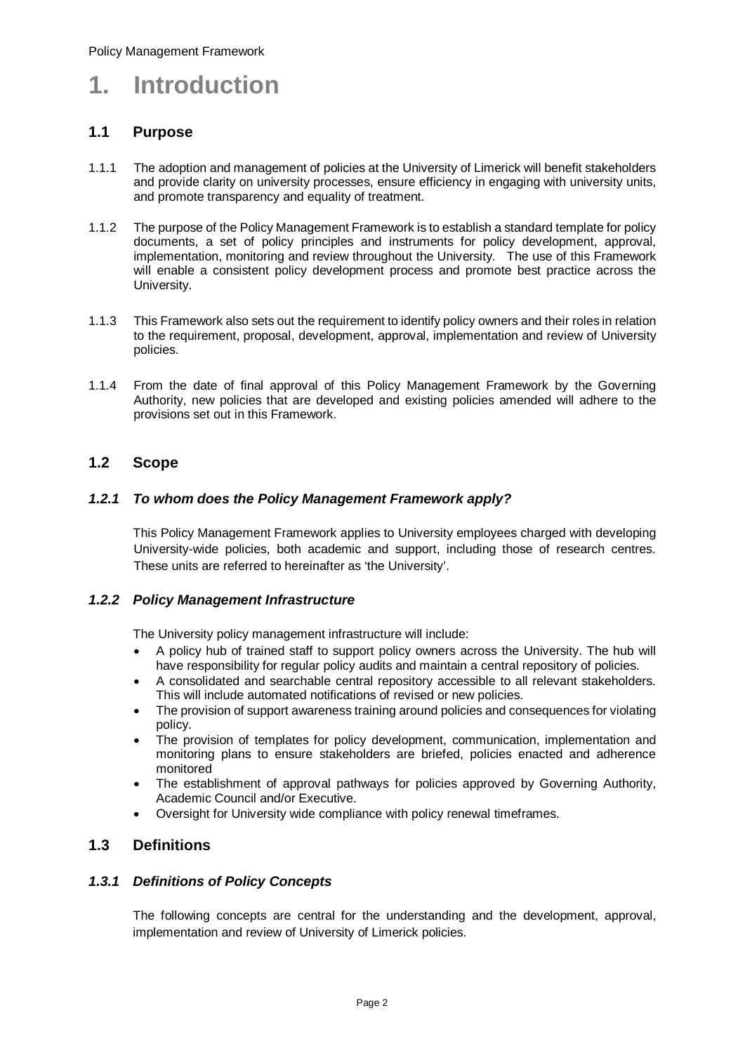# 1. Introduction

## 1.1 Purpose

1.1.1 The adoption and management of policies at the University of Limerick will benefit stakeholders and provide clarity on university processes, ensure efficiency in engaging with university units, and promote transparency and equality of treatment.

1.1.2 The purpose of the Policy Management Framework is to establish a standard template for policy documents, a set of policy principles and instruments for policy development, approval, implementation, monitoring and review throughout the University. The use of this Framework will enable a consistent policy development process and promote best practice across the University.

1.1.3 This Framework also sets out the requirement to identify policy owners and their roles in relation to the requirement, proposal, development, approval, implementation and review of University policies.

1.1.4 From the date of final approval of this Policy Management Framework by the Governing Authority, new policies that are developed and existing policies amended will adhere to the provisions set out in this Framework.

## 1.2 Scope

### *1.2.1 To whom does the Policy Management Framework apply?*

This Policy Management Framework applies to University employees charged with developing University-wide policies, both academic and support, including those of research centres. These units are referred to hereinafter as 'the University'.

### *1.2.2 Policy Management Infrastructure*

The University policy management infrastructure will include:

- A policy hub of trained staff to support policy owners across the University. The hub will have responsibility for regular policy audits and maintain a central repository of policies.
- A consolidated and searchable central repository accessible to all relevant stakeholders. This will include automated notifications of revised or new policies.
- The provision of support awareness training around policies and consequences for violating policy.
- The provision of templates for policy development, communication, implementation and monitoring plans to ensure stakeholders are briefed, policies enacted and adherence monitored
- The establishment of approval pathways for policies approved by Governing Authority, Academic Council and/or Executive.
- Oversight for University wide compliance with policy renewal timeframes.

## 1.3 Definitions

### *1.3.1 Definitions of Policy Concepts*

The following concepts are central for the understanding and the development, approval, implementation and review of University of Limerick policies.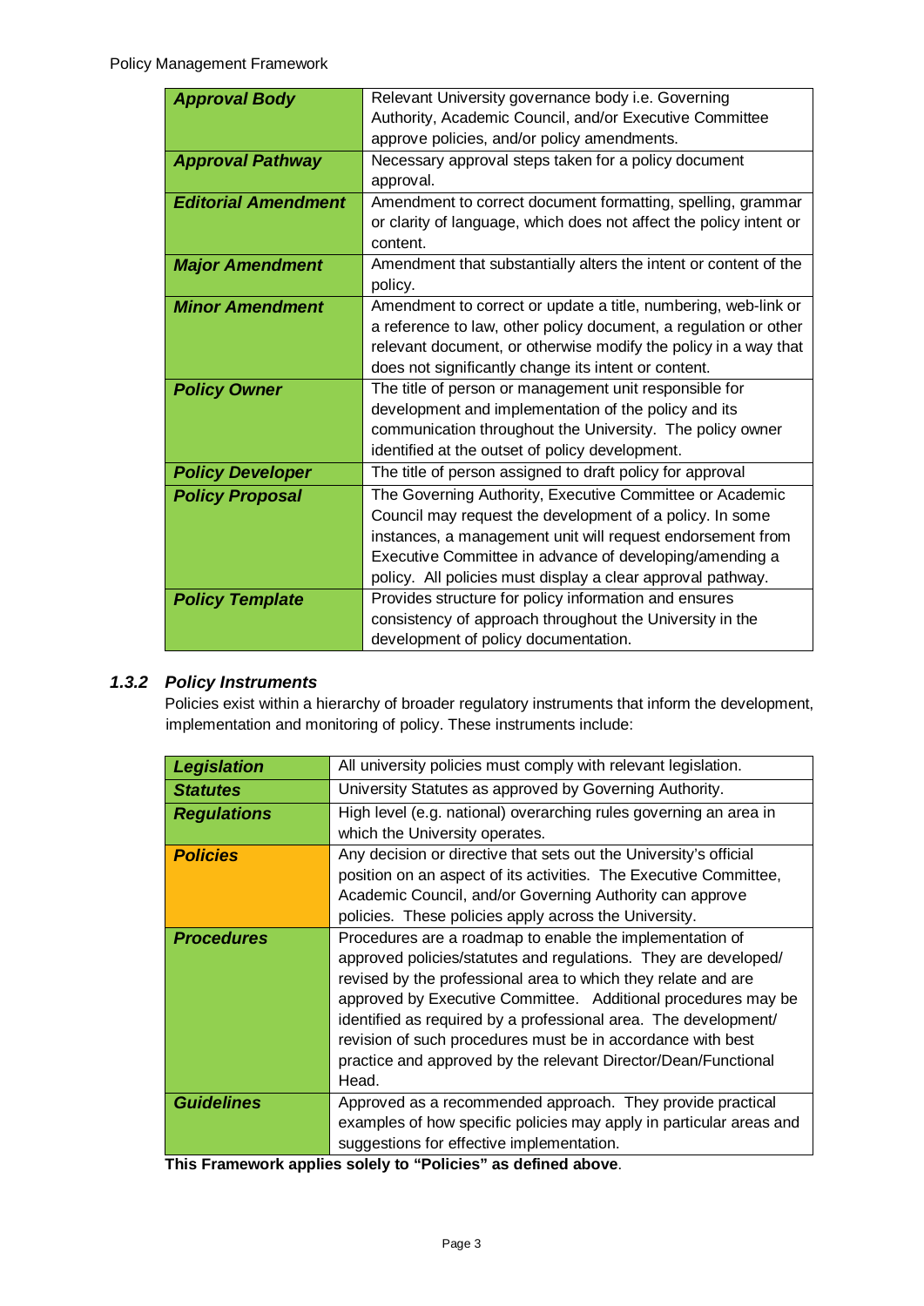| | |
|---|---|
| ***Approval Body*** | Relevant University governance body i.e. Governing Authority, Academic Council, and/or Executive Committee approve policies, and/or policy amendments. |
| ***Approval Pathway*** | Necessary approval steps taken for a policy document approval. |
| ***Editorial Amendment*** | Amendment to correct document formatting, spelling, grammar or clarity of language, which does not affect the policy intent or content. |
| ***Major Amendment*** | Amendment that substantially alters the intent or content of the policy. |
| ***Minor Amendment*** | Amendment to correct or update a title, numbering, web-link or a reference to law, other policy document, a regulation or other relevant document, or otherwise modify the policy in a way that does not significantly change its intent or content. |
| ***Policy Owner*** | The title of person or management unit responsible for development and implementation of the policy and its communication throughout the University. The policy owner identified at the outset of policy development. |
| ***Policy Developer*** | The title of person assigned to draft policy for approval |
| ***Policy Proposal*** | The Governing Authority, Executive Committee or Academic Council may request the development of a policy. In some instances, a management unit will request endorsement from Executive Committee in advance of developing/amending a policy. All policies must display a clear approval pathway. |
| ***Policy Template*** | Provides structure for policy information and ensures consistency of approach throughout the University in the development of policy documentation. |

### *1.3.2 Policy Instruments*

Policies exist within a hierarchy of broader regulatory instruments that inform the development, implementation and monitoring of policy. These instruments include:

| | |
|---|---|
| ***Legislation*** | All university policies must comply with relevant legislation. |
| ***Statutes*** | University Statutes as approved by Governing Authority. |
| ***Regulations*** | High level (e.g. national) overarching rules governing an area in which the University operates. |
| ***Policies*** | Any decision or directive that sets out the University's official position on an aspect of its activities. The Executive Committee, Academic Council, and/or Governing Authority can approve policies. These policies apply across the University. |
| ***Procedures*** | Procedures are a roadmap to enable the implementation of approved policies/statutes and regulations. They are developed/ revised by the professional area to which they relate and are approved by Executive Committee. Additional procedures may be identified as required by a professional area. The development/ revision of such procedures must be in accordance with best practice and approved by the relevant Director/Dean/Functional Head. |
| ***Guidelines*** | Approved as a recommended approach. They provide practical examples of how specific policies may apply in particular areas and suggestions for effective implementation. |

**This Framework applies solely to "Policies" as defined above**.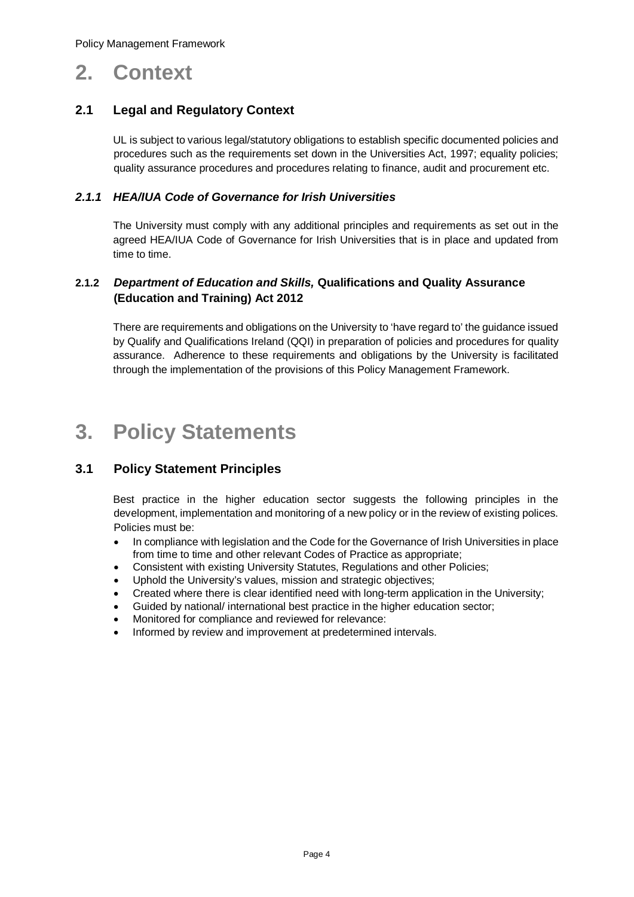# 2. Context

## 2.1 Legal and Regulatory Context

UL is subject to various legal/statutory obligations to establish specific documented policies and procedures such as the requirements set down in the Universities Act, 1997; equality policies; quality assurance procedures and procedures relating to finance, audit and procurement etc.

### *2.1.1 HEA/IUA Code of Governance for Irish Universities*

The University must comply with any additional principles and requirements as set out in the agreed HEA/IUA Code of Governance for Irish Universities that is in place and updated from time to time.

### 2.1.2 *Department of Education and Skills,* Qualifications and Quality Assurance (Education and Training) Act 2012

There are requirements and obligations on the University to 'have regard to' the guidance issued by Qualify and Qualifications Ireland (QQI) in preparation of policies and procedures for quality assurance. Adherence to these requirements and obligations by the University is facilitated through the implementation of the provisions of this Policy Management Framework.

# 3. Policy Statements

## 3.1 Policy Statement Principles

Best practice in the higher education sector suggests the following principles in the development, implementation and monitoring of a new policy or in the review of existing polices. Policies must be:

- In compliance with legislation and the Code for the Governance of Irish Universities in place from time to time and other relevant Codes of Practice as appropriate;
- Consistent with existing University Statutes, Regulations and other Policies;
- Uphold the University's values, mission and strategic objectives;
- Created where there is clear identified need with long-term application in the University;
- Guided by national/ international best practice in the higher education sector;
- Monitored for compliance and reviewed for relevance:
- Informed by review and improvement at predetermined intervals.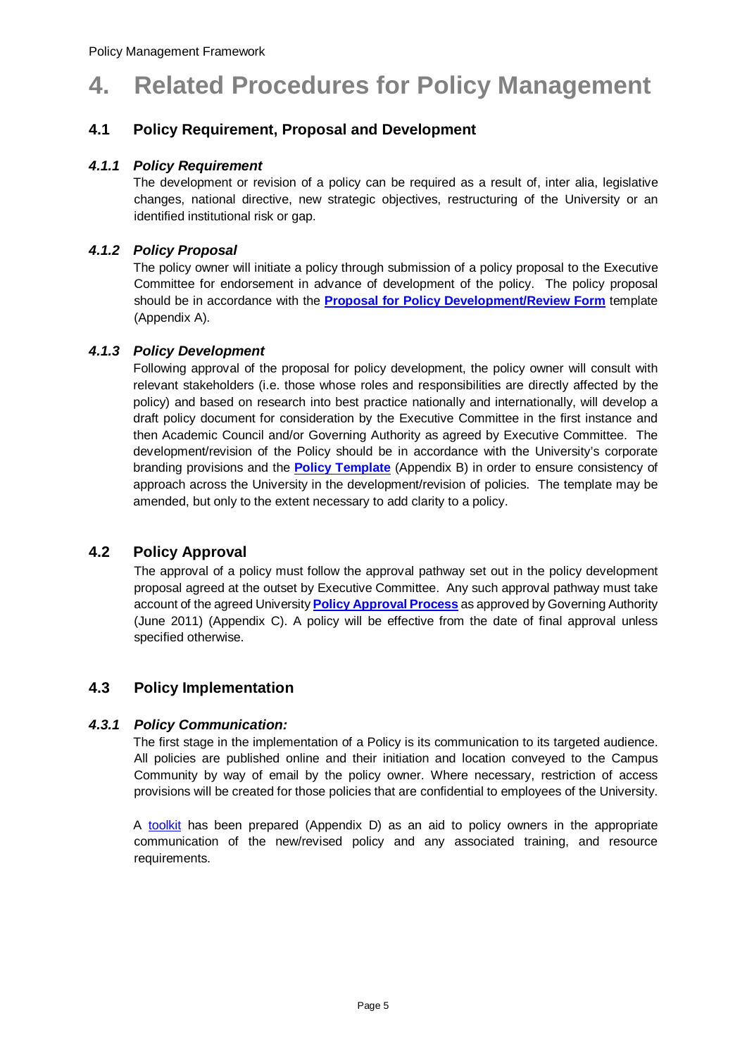# 4. Related Procedures for Policy Management

## 4.1 Policy Requirement, Proposal and Development

### *4.1.1 Policy Requirement*

The development or revision of a policy can be required as a result of, inter alia, legislative changes, national directive, new strategic objectives, restructuring of the University or an identified institutional risk or gap.

### *4.1.2 Policy Proposal*

The policy owner will initiate a policy through submission of a policy proposal to the Executive Committee for endorsement in advance of development of the policy. The policy proposal should be in accordance with the **Proposal for Policy Development/Review Form** template (Appendix A).

### *4.1.3 Policy Development*

Following approval of the proposal for policy development, the policy owner will consult with relevant stakeholders (i.e. those whose roles and responsibilities are directly affected by the policy) and based on research into best practice nationally and internationally, will develop a draft policy document for consideration by the Executive Committee in the first instance and then Academic Council and/or Governing Authority as agreed by Executive Committee. The development/revision of the Policy should be in accordance with the University's corporate branding provisions and the **Policy Template** (Appendix B) in order to ensure consistency of approach across the University in the development/revision of policies. The template may be amended, but only to the extent necessary to add clarity to a policy.

## 4.2 Policy Approval

The approval of a policy must follow the approval pathway set out in the policy development proposal agreed at the outset by Executive Committee. Any such approval pathway must take account of the agreed University **Policy Approval Process** as approved by Governing Authority (June 2011) (Appendix C). A policy will be effective from the date of final approval unless specified otherwise.

## 4.3 Policy Implementation

### *4.3.1 Policy Communication:*

The first stage in the implementation of a Policy is its communication to its targeted audience. All policies are published online and their initiation and location conveyed to the Campus Community by way of email by the policy owner. Where necessary, restriction of access provisions will be created for those policies that are confidential to employees of the University.

A toolkit has been prepared (Appendix D) as an aid to policy owners in the appropriate communication of the new/revised policy and any associated training, and resource requirements.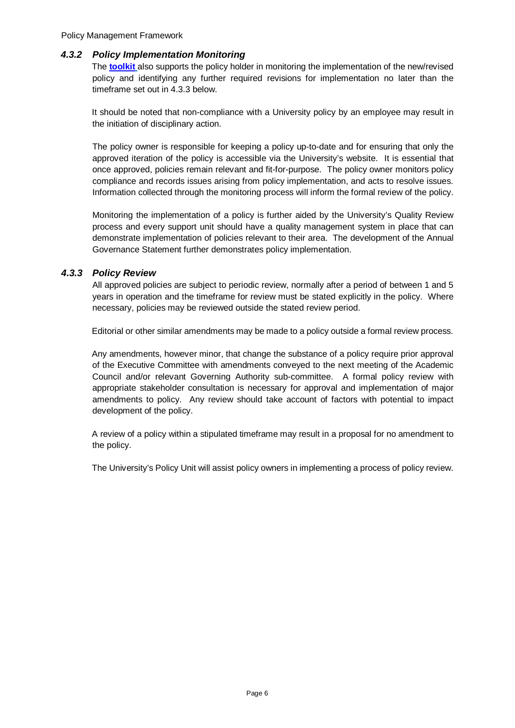### *4.3.2 Policy Implementation Monitoring*

The **toolkit** also supports the policy holder in monitoring the implementation of the new/revised policy and identifying any further required revisions for implementation no later than the timeframe set out in 4.3.3 below.

It should be noted that non-compliance with a University policy by an employee may result in the initiation of disciplinary action.

The policy owner is responsible for keeping a policy up-to-date and for ensuring that only the approved iteration of the policy is accessible via the University's website. It is essential that once approved, policies remain relevant and fit-for-purpose. The policy owner monitors policy compliance and records issues arising from policy implementation, and acts to resolve issues. Information collected through the monitoring process will inform the formal review of the policy.

Monitoring the implementation of a policy is further aided by the University's Quality Review process and every support unit should have a quality management system in place that can demonstrate implementation of policies relevant to their area. The development of the Annual Governance Statement further demonstrates policy implementation.

### *4.3.3 Policy Review*

All approved policies are subject to periodic review, normally after a period of between 1 and 5 years in operation and the timeframe for review must be stated explicitly in the policy. Where necessary, policies may be reviewed outside the stated review period.

Editorial or other similar amendments may be made to a policy outside a formal review process.

Any amendments, however minor, that change the substance of a policy require prior approval of the Executive Committee with amendments conveyed to the next meeting of the Academic Council and/or relevant Governing Authority sub-committee. A formal policy review with appropriate stakeholder consultation is necessary for approval and implementation of major amendments to policy. Any review should take account of factors with potential to impact development of the policy.

A review of a policy within a stipulated timeframe may result in a proposal for no amendment to the policy.

The University's Policy Unit will assist policy owners in implementing a process of policy review.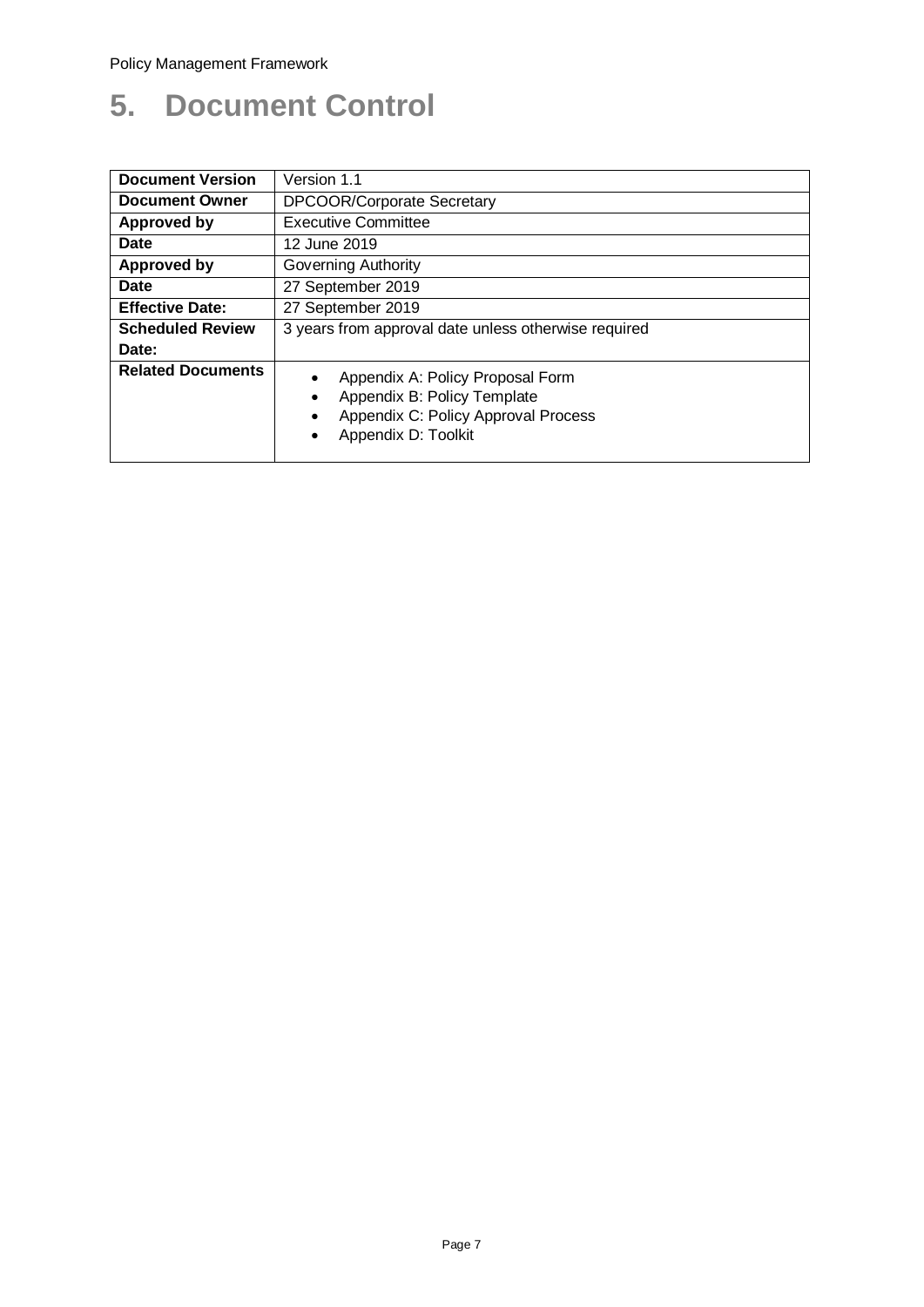# 5. Document Control

| Document Version | Version 1.1 |
|---|---|
| **Document Owner** | DPCOOR/Corporate Secretary |
| **Approved by** | Executive Committee |
| **Date** | 12 June 2019 |
| **Approved by** | Governing Authority |
| **Date** | 27 September 2019 |
| **Effective Date:** | 27 September 2019 |
| **Scheduled Review Date:** | 3 years from approval date unless otherwise required |
| **Related Documents** | • Appendix A: Policy Proposal Form<br>• Appendix B: Policy Template<br>• Appendix C: Policy Approval Process<br>• Appendix D: Toolkit |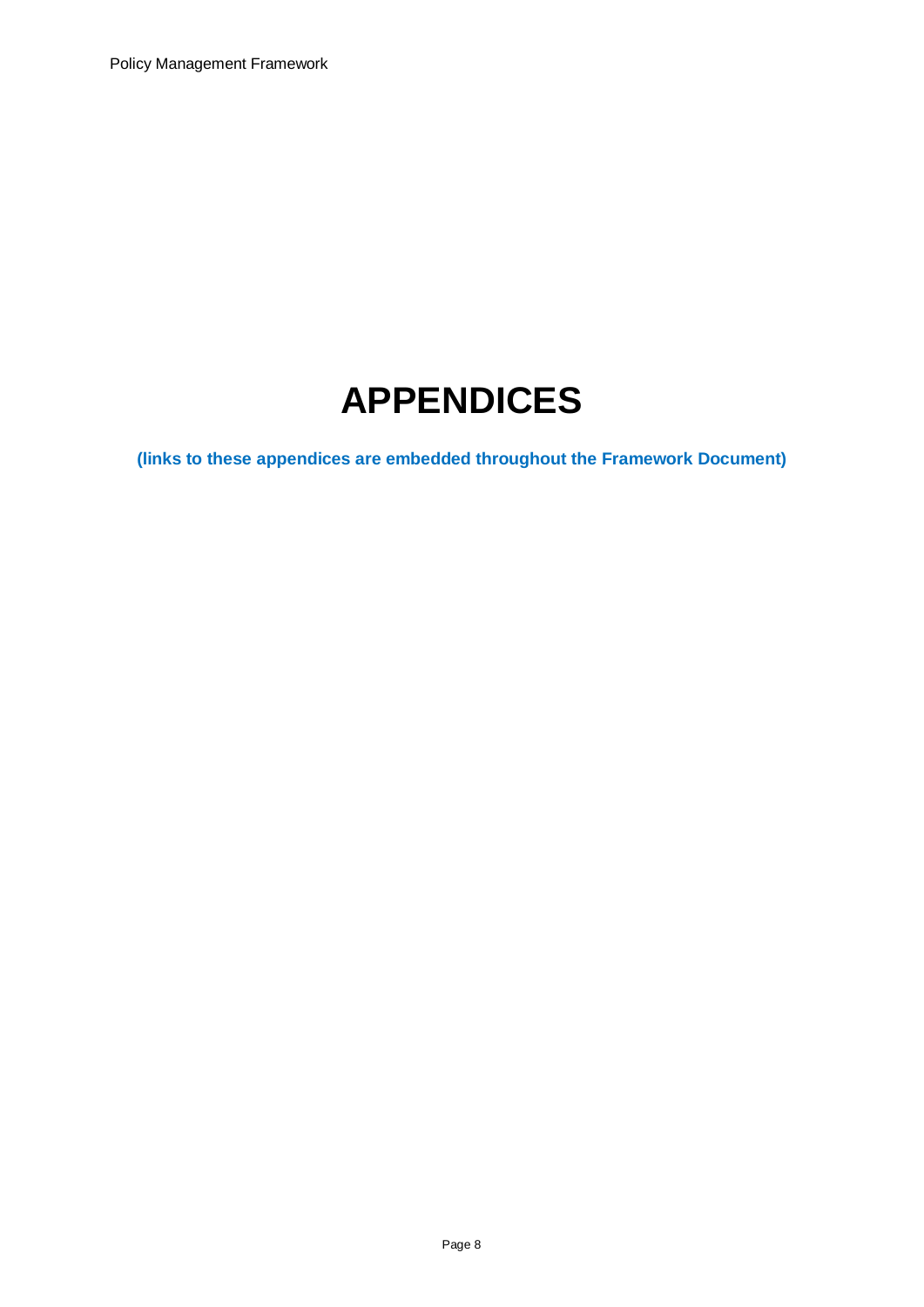# APPENDICES

**(links to these appendices are embedded throughout the Framework Document)**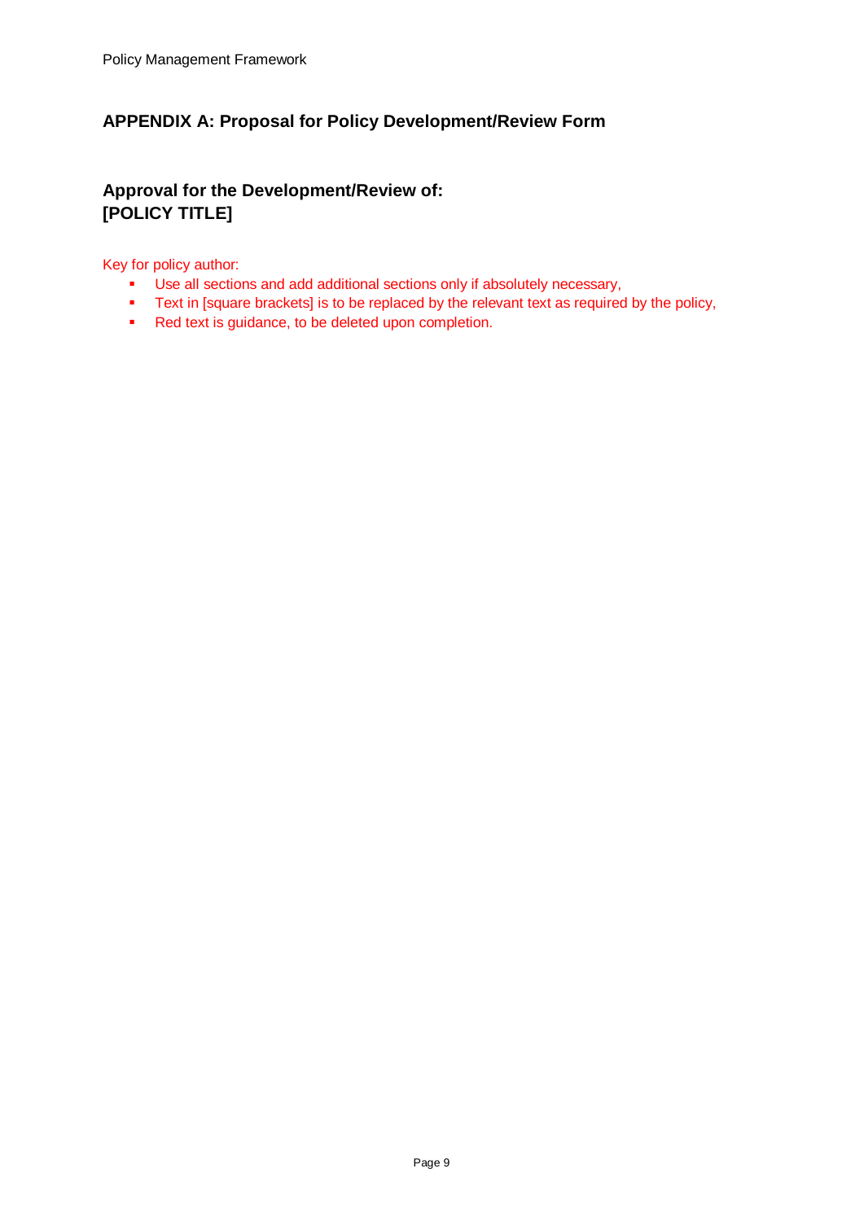## APPENDIX A: Proposal for Policy Development/Review Form

### Approval for the Development/Review of:
### [POLICY TITLE]

Key for policy author:

- Use all sections and add additional sections only if absolutely necessary,
- Text in [square brackets] is to be replaced by the relevant text as required by the policy,
- Red text is guidance, to be deleted upon completion.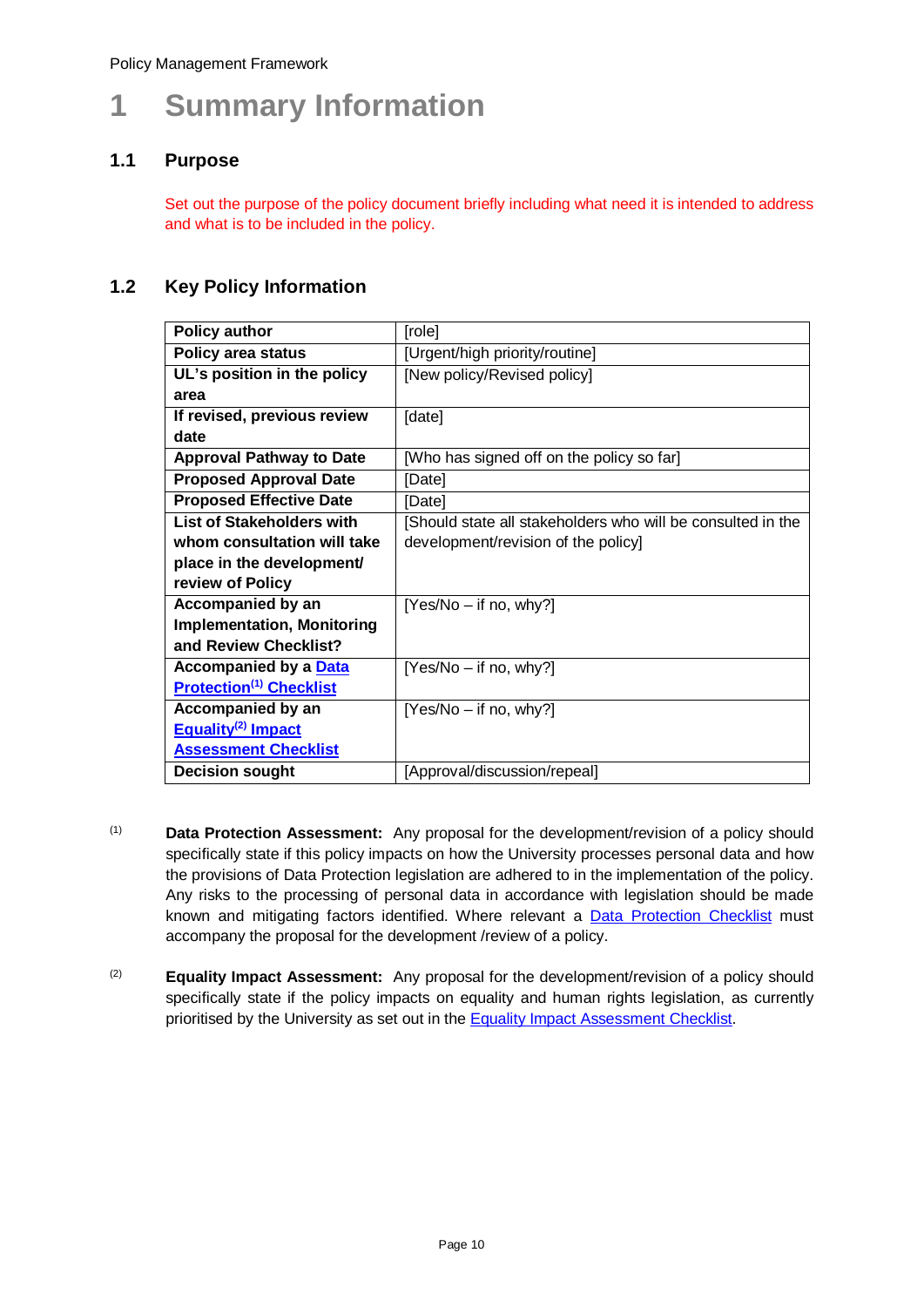# 1 Summary Information

## 1.1 Purpose

Set out the purpose of the policy document briefly including what need it is intended to address and what is to be included in the policy.

## 1.2 Key Policy Information

| **Policy author** | [role] |
|---|---|
| **Policy area status** | [Urgent/high priority/routine] |
| **UL's position in the policy area** | [New policy/Revised policy] |
| **If revised, previous review date** | [date] |
| **Approval Pathway to Date** | [Who has signed off on the policy so far] |
| **Proposed Approval Date** | [Date] |
| **Proposed Effective Date** | [Date] |
| **List of Stakeholders with whom consultation will take place in the development/ review of Policy** | [Should state all stakeholders who will be consulted in the development/revision of the policy] |
| **Accompanied by an Implementation, Monitoring and Review Checklist?** | [Yes/No – if no, why?] |
| **Accompanied by a Data Protection[1] Checklist** | [Yes/No – if no, why?] |
| **Accompanied by an Equality[2] Impact Assessment Checklist** | [Yes/No – if no, why?] |
| **Decision sought** | [Approval/discussion/repeal] |

[1] **Data Protection Assessment:** Any proposal for the development/revision of a policy should specifically state if this policy impacts on how the University processes personal data and how the provisions of Data Protection legislation are adhered to in the implementation of the policy. Any risks to the processing of personal data in accordance with legislation should be made known and mitigating factors identified. Where relevant a Data Protection Checklist must accompany the proposal for the development /review of a policy.

[2] **Equality Impact Assessment:** Any proposal for the development/revision of a policy should specifically state if the policy impacts on equality and human rights legislation, as currently prioritised by the University as set out in the Equality Impact Assessment Checklist.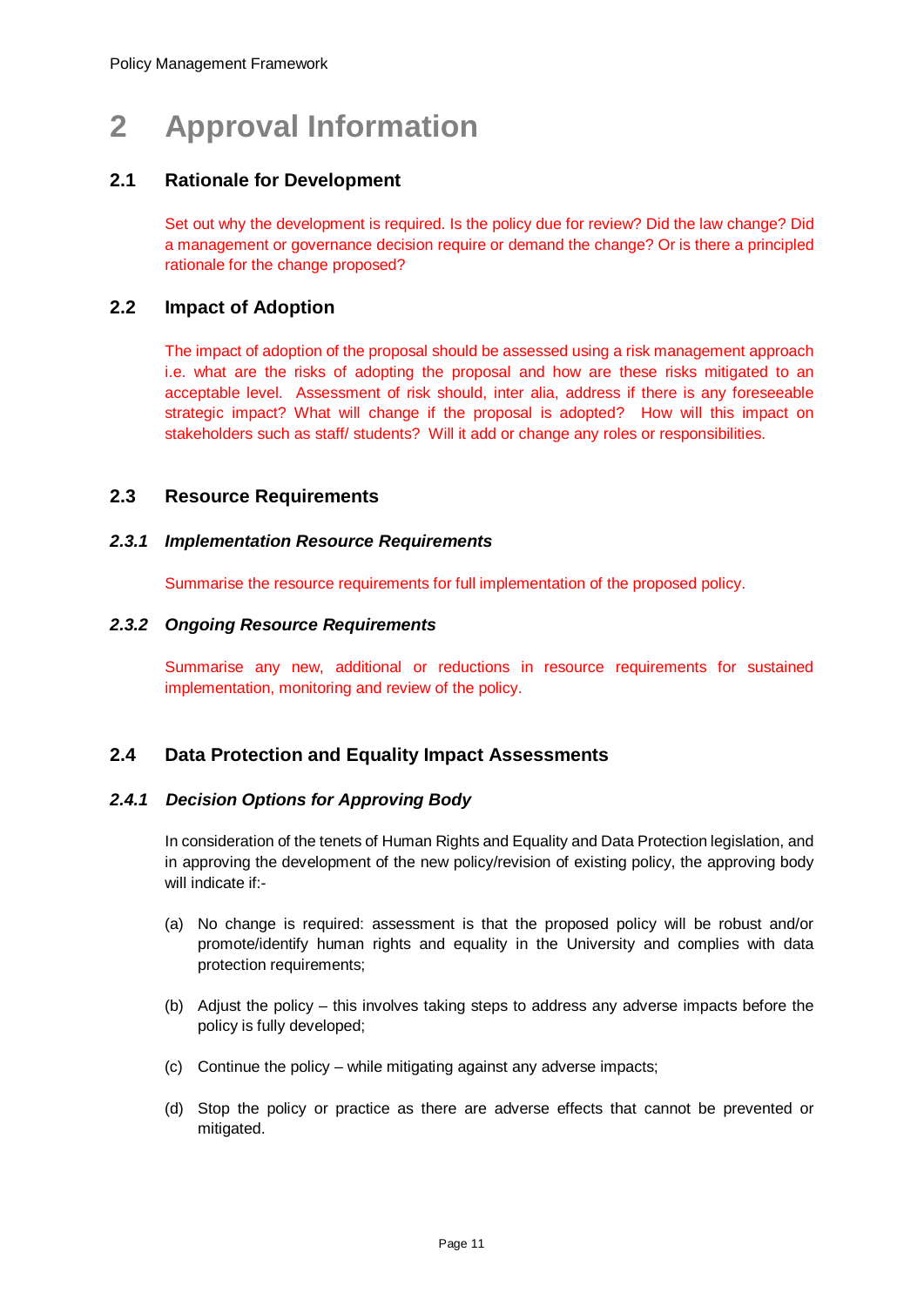# 2 Approval Information

## 2.1 Rationale for Development

Set out why the development is required. Is the policy due for review? Did the law change? Did a management or governance decision require or demand the change? Or is there a principled rationale for the change proposed?

## 2.2 Impact of Adoption

The impact of adoption of the proposal should be assessed using a risk management approach i.e. what are the risks of adopting the proposal and how are these risks mitigated to an acceptable level. Assessment of risk should, inter alia, address if there is any foreseeable strategic impact? What will change if the proposal is adopted? How will this impact on stakeholders such as staff/ students? Will it add or change any roles or responsibilities.

## 2.3 Resource Requirements

### *2.3.1 Implementation Resource Requirements*

Summarise the resource requirements for full implementation of the proposed policy.

### *2.3.2 Ongoing Resource Requirements*

Summarise any new, additional or reductions in resource requirements for sustained implementation, monitoring and review of the policy.

## 2.4 Data Protection and Equality Impact Assessments

### *2.4.1 Decision Options for Approving Body*

In consideration of the tenets of Human Rights and Equality and Data Protection legislation, and in approving the development of the new policy/revision of existing policy, the approving body will indicate if:-

(a) No change is required: assessment is that the proposed policy will be robust and/or promote/identify human rights and equality in the University and complies with data protection requirements;

(b) Adjust the policy – this involves taking steps to address any adverse impacts before the policy is fully developed;

(c) Continue the policy – while mitigating against any adverse impacts;

(d) Stop the policy or practice as there are adverse effects that cannot be prevented or mitigated.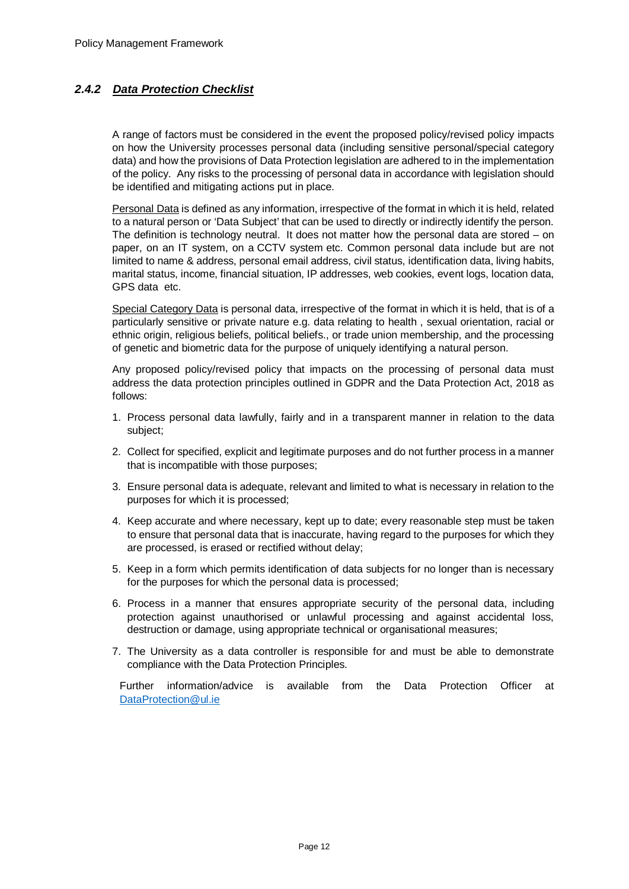### *2.4.2 Data Protection Checklist*

A range of factors must be considered in the event the proposed policy/revised policy impacts on how the University processes personal data (including sensitive personal/special category data) and how the provisions of Data Protection legislation are adhered to in the implementation of the policy. Any risks to the processing of personal data in accordance with legislation should be identified and mitigating actions put in place.

Personal Data is defined as any information, irrespective of the format in which it is held, related to a natural person or 'Data Subject' that can be used to directly or indirectly identify the person. The definition is technology neutral. It does not matter how the personal data are stored – on paper, on an IT system, on a CCTV system etc. Common personal data include but are not limited to name & address, personal email address, civil status, identification data, living habits, marital status, income, financial situation, IP addresses, web cookies, event logs, location data, GPS data etc.

Special Category Data is personal data, irrespective of the format in which it is held, that is of a particularly sensitive or private nature e.g. data relating to health , sexual orientation, racial or ethnic origin, religious beliefs, political beliefs., or trade union membership, and the processing of genetic and biometric data for the purpose of uniquely identifying a natural person.

Any proposed policy/revised policy that impacts on the processing of personal data must address the data protection principles outlined in GDPR and the Data Protection Act, 2018 as follows:

1. Process personal data lawfully, fairly and in a transparent manner in relation to the data subject;
2. Collect for specified, explicit and legitimate purposes and do not further process in a manner that is incompatible with those purposes;
3. Ensure personal data is adequate, relevant and limited to what is necessary in relation to the purposes for which it is processed;
4. Keep accurate and where necessary, kept up to date; every reasonable step must be taken to ensure that personal data that is inaccurate, having regard to the purposes for which they are processed, is erased or rectified without delay;
5. Keep in a form which permits identification of data subjects for no longer than is necessary for the purposes for which the personal data is processed;
6. Process in a manner that ensures appropriate security of the personal data, including protection against unauthorised or unlawful processing and against accidental loss, destruction or damage, using appropriate technical or organisational measures;
7. The University as a data controller is responsible for and must be able to demonstrate compliance with the Data Protection Principles.

Further information/advice is available from the Data Protection Officer at DataProtection@ul.ie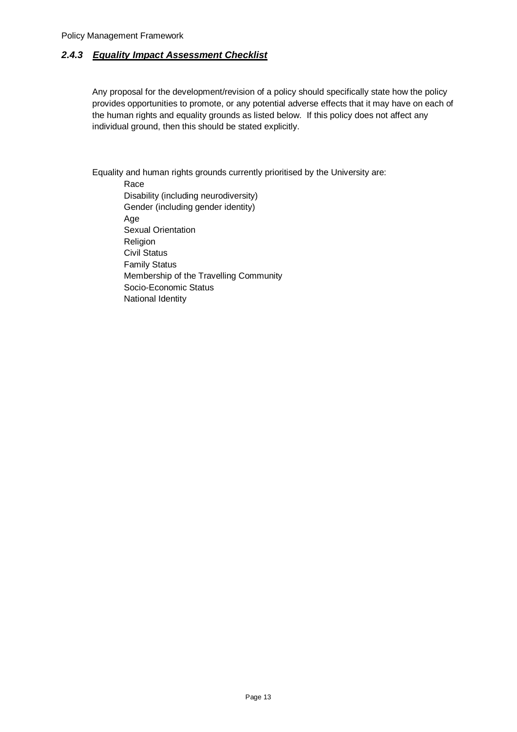### *2.4.3 Equality Impact Assessment Checklist*

Any proposal for the development/revision of a policy should specifically state how the policy provides opportunities to promote, or any potential adverse effects that it may have on each of the human rights and equality grounds as listed below. If this policy does not affect any individual ground, then this should be stated explicitly.

Equality and human rights grounds currently prioritised by the University are:

- Race
- Disability (including neurodiversity)
- Gender (including gender identity)
- Age
- Sexual Orientation
- Religion
- Civil Status
- Family Status
- Membership of the Travelling Community
- Socio-Economic Status
- National Identity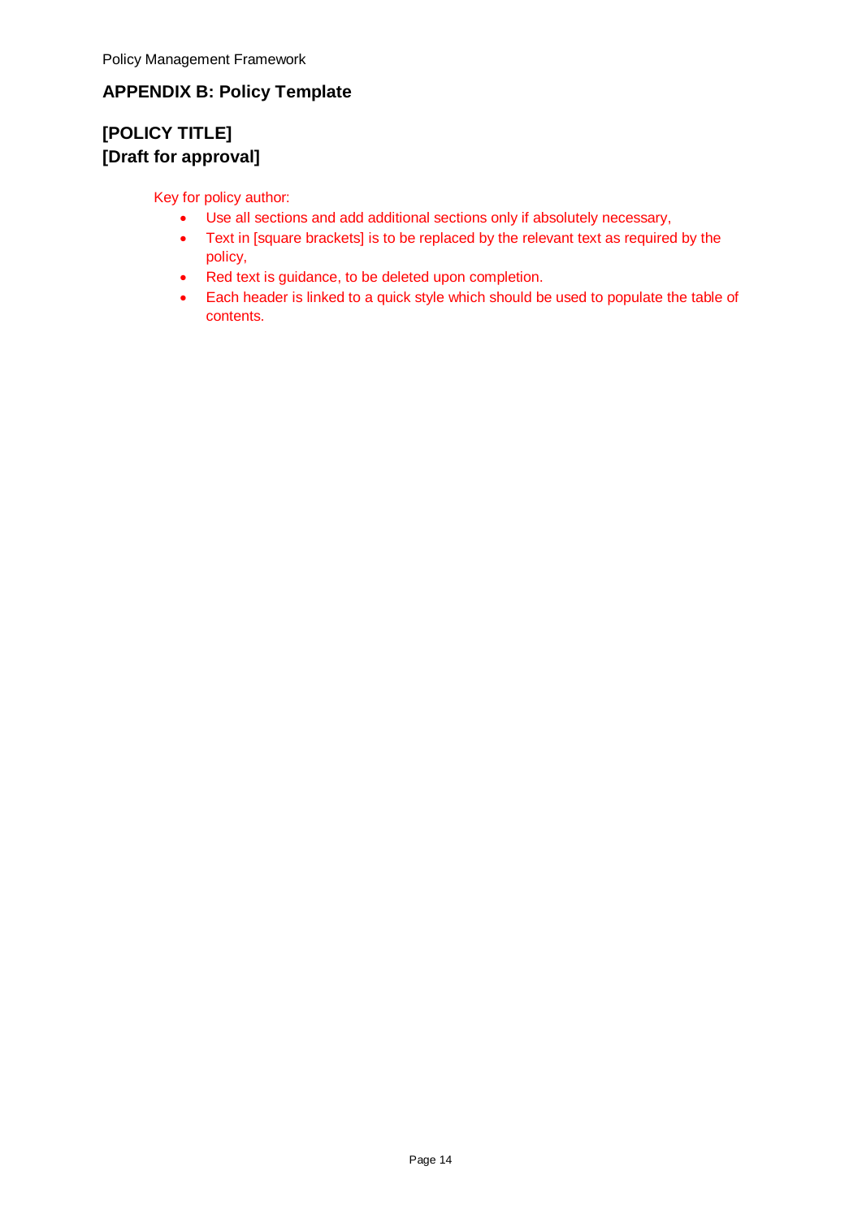## APPENDIX B: Policy Template

## [POLICY TITLE]
## [Draft for approval]

Key for policy author:

- Use all sections and add additional sections only if absolutely necessary,
- Text in [square brackets] is to be replaced by the relevant text as required by the policy,
- Red text is guidance, to be deleted upon completion.
- Each header is linked to a quick style which should be used to populate the table of contents.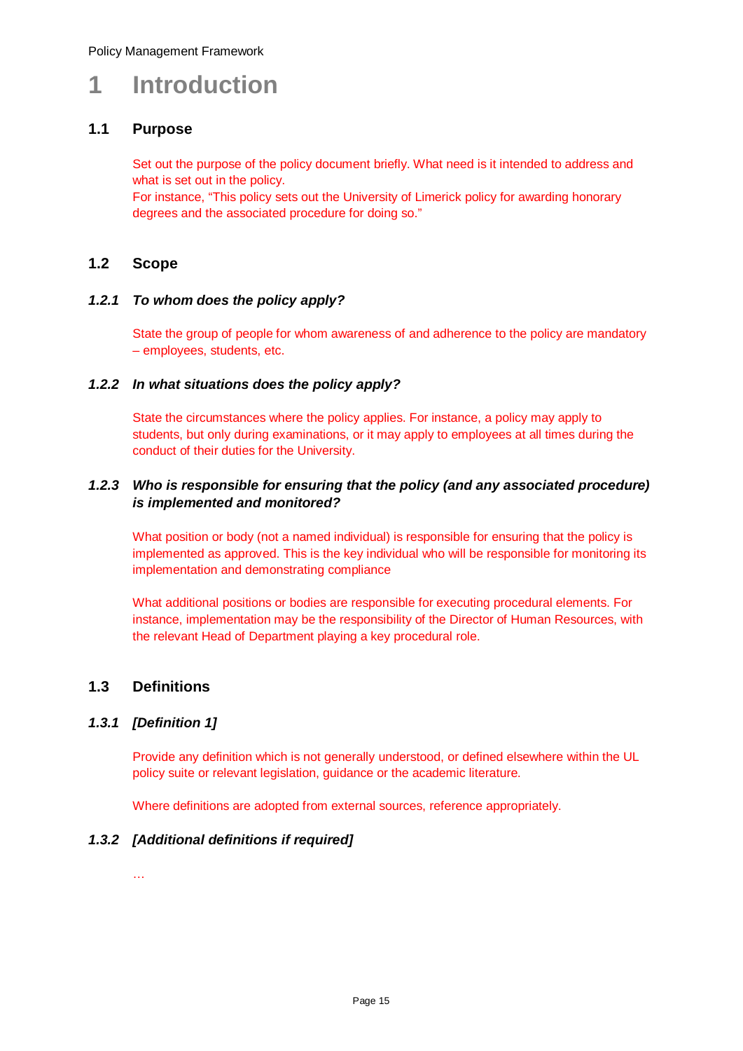# 1 Introduction

## 1.1 Purpose

Set out the purpose of the policy document briefly. What need is it intended to address and what is set out in the policy.
For instance, “This policy sets out the University of Limerick policy for awarding honorary degrees and the associated procedure for doing so.”

## 1.2 Scope

### *1.2.1 To whom does the policy apply?*

State the group of people for whom awareness of and adherence to the policy are mandatory – employees, students, etc.

### *1.2.2 In what situations does the policy apply?*

State the circumstances where the policy applies. For instance, a policy may apply to students, but only during examinations, or it may apply to employees at all times during the conduct of their duties for the University.

### *1.2.3 Who is responsible for ensuring that the policy (and any associated procedure) is implemented and monitored?*

What position or body (not a named individual) is responsible for ensuring that the policy is implemented as approved. This is the key individual who will be responsible for monitoring its implementation and demonstrating compliance

What additional positions or bodies are responsible for executing procedural elements. For instance, implementation may be the responsibility of the Director of Human Resources, with the relevant Head of Department playing a key procedural role.

## 1.3 Definitions

### *1.3.1 [Definition 1]*

Provide any definition which is not generally understood, or defined elsewhere within the UL policy suite or relevant legislation, guidance or the academic literature.

Where definitions are adopted from external sources, reference appropriately.

### *1.3.2 [Additional definitions if required]*

…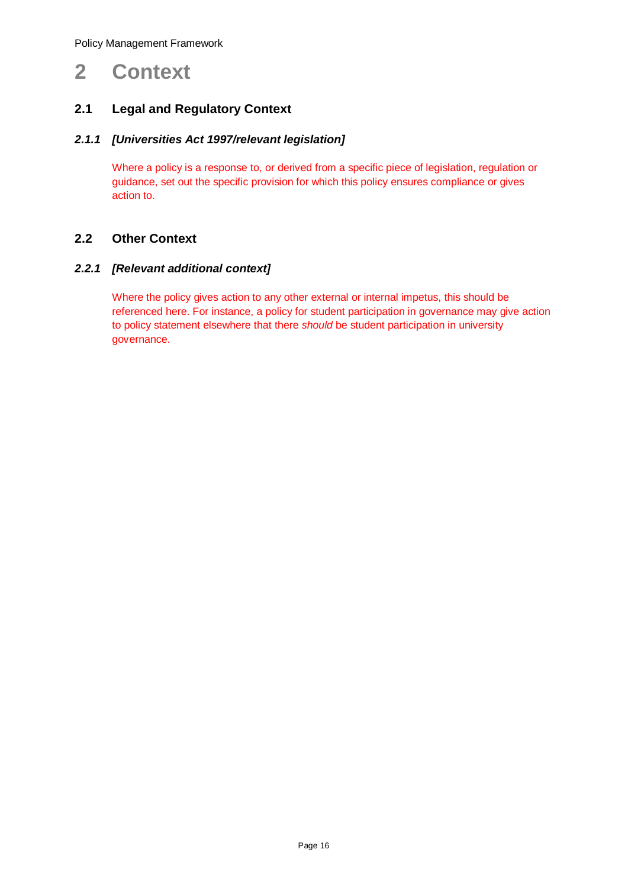# 2 Context

## 2.1 Legal and Regulatory Context

### *2.1.1 [Universities Act 1997/relevant legislation]*

Where a policy is a response to, or derived from a specific piece of legislation, regulation or guidance, set out the specific provision for which this policy ensures compliance or gives action to.

## 2.2 Other Context

### *2.2.1 [Relevant additional context]*

Where the policy gives action to any other external or internal impetus, this should be referenced here. For instance, a policy for student participation in governance may give action to policy statement elsewhere that there *should* be student participation in university governance.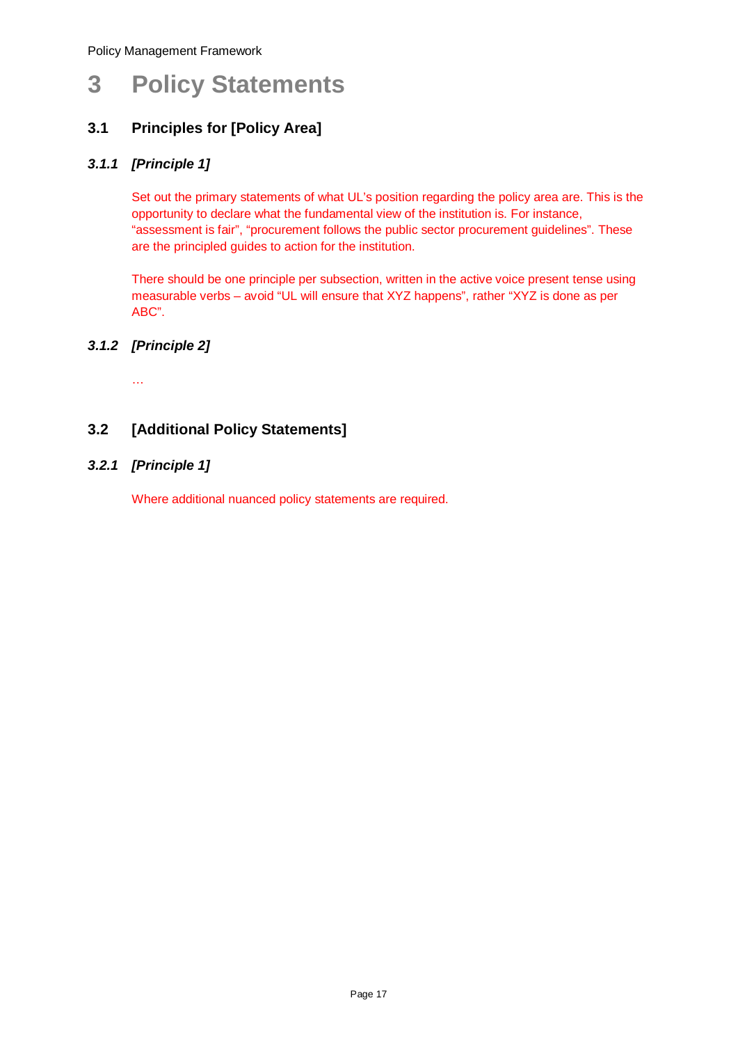# 3 Policy Statements

## 3.1 Principles for [Policy Area]

### *3.1.1 [Principle 1]*

Set out the primary statements of what UL's position regarding the policy area are. This is the opportunity to declare what the fundamental view of the institution is. For instance, "assessment is fair", "procurement follows the public sector procurement guidelines". These are the principled guides to action for the institution.

There should be one principle per subsection, written in the active voice present tense using measurable verbs – avoid "UL will ensure that XYZ happens", rather "XYZ is done as per ABC".

### *3.1.2 [Principle 2]*

…

## 3.2 [Additional Policy Statements]

### *3.2.1 [Principle 1]*

Where additional nuanced policy statements are required.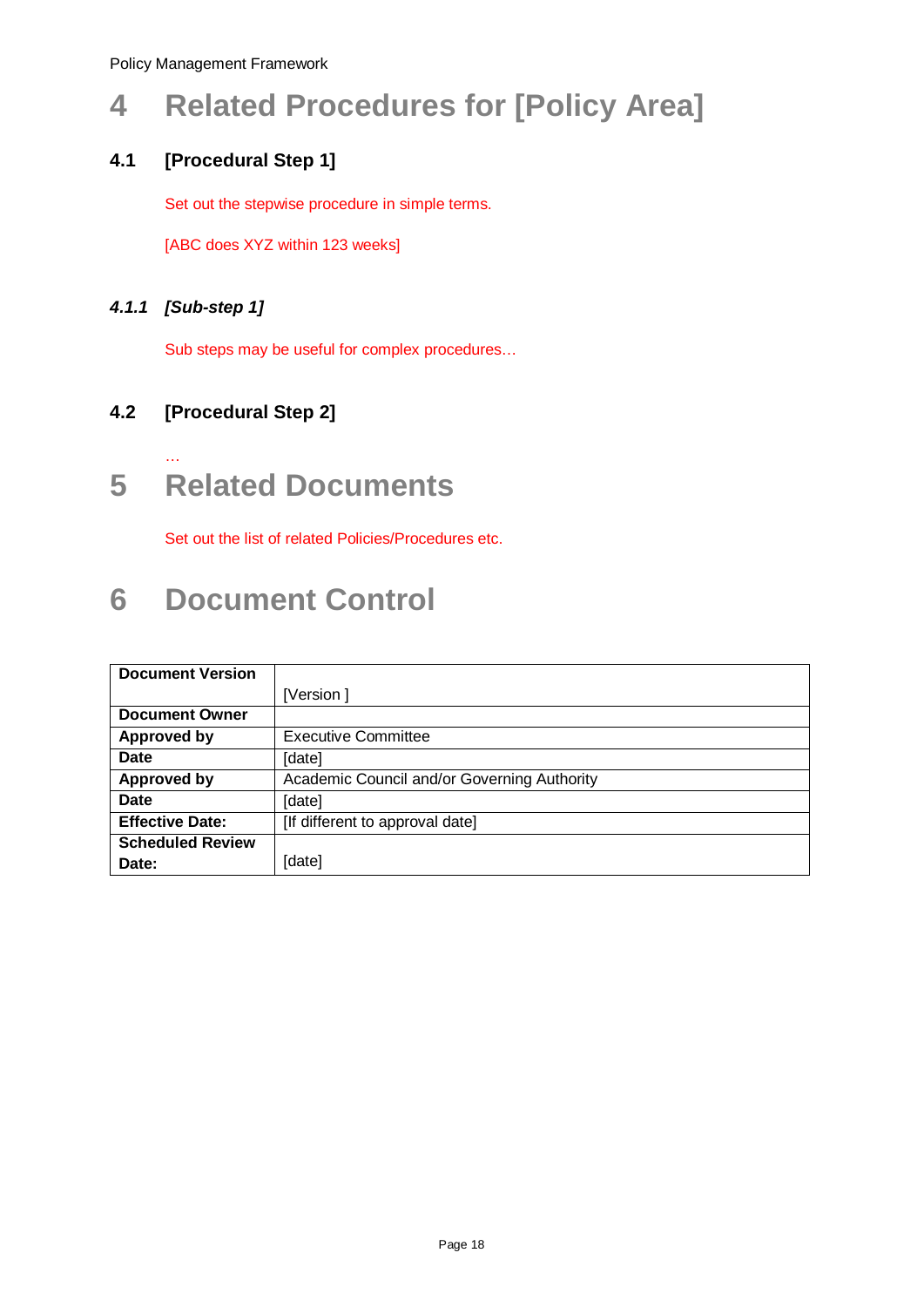# 4 Related Procedures for [Policy Area]

## 4.1 [Procedural Step 1]

Set out the stepwise procedure in simple terms.

[ABC does XYZ within 123 weeks]

### *4.1.1 [Sub-step 1]*

Sub steps may be useful for complex procedures…

## 4.2 [Procedural Step 2]

…

# 5 Related Documents

Set out the list of related Policies/Procedures etc.

# 6 Document Control

| **Document Version** | [Version ] |
|---|---|
| **Document Owner** | |
| **Approved by** | Executive Committee |
| **Date** | [date] |
| **Approved by** | Academic Council and/or Governing Authority |
| **Date** | [date] |
| **Effective Date:** | [If different to approval date] |
| **Scheduled Review Date:** | [date] |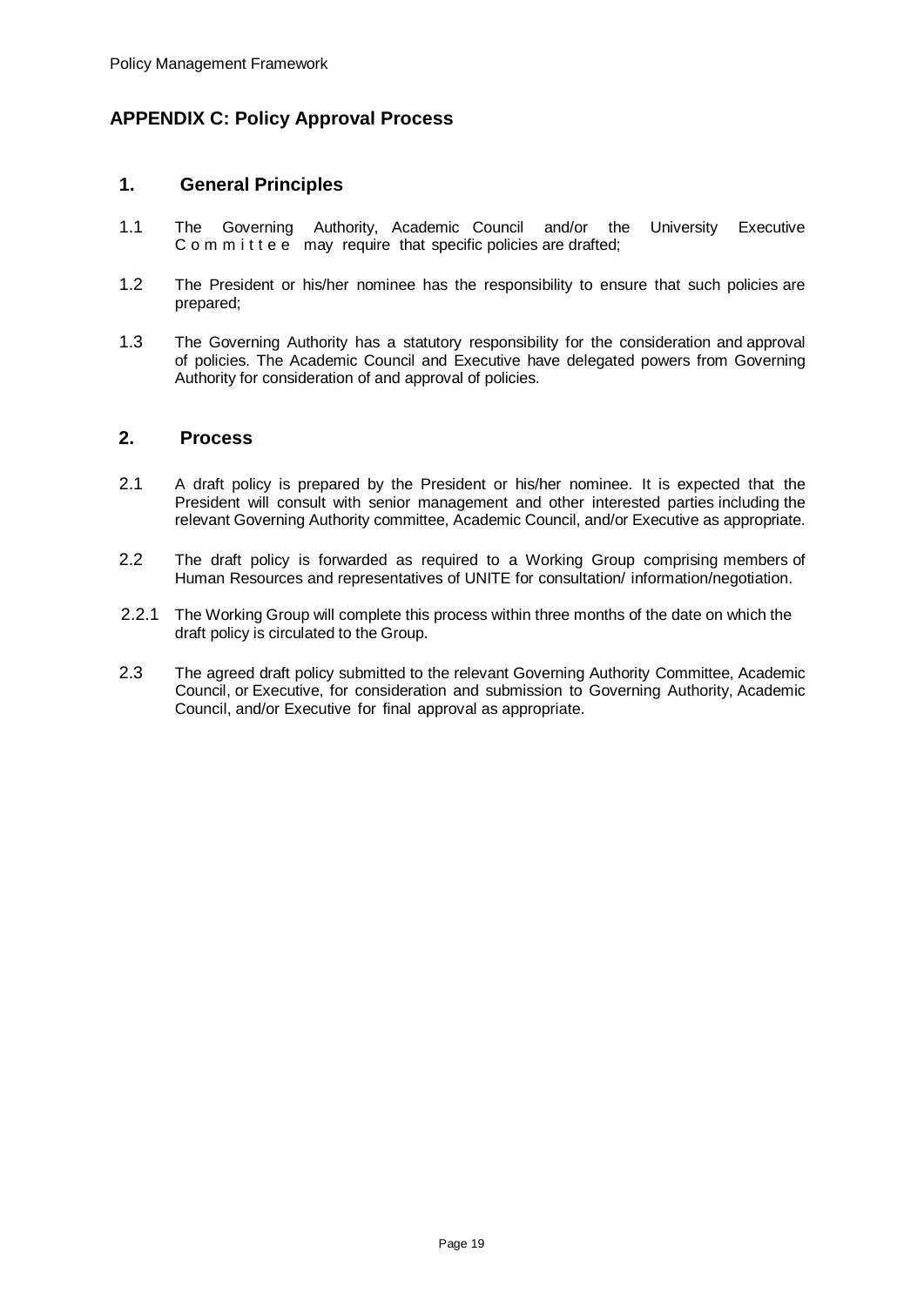## APPENDIX C: Policy Approval Process

### 1. General Principles

1.1 The Governing Authority, Academic Council and/or the University Executive Committee may require that specific policies are drafted;

1.2 The President or his/her nominee has the responsibility to ensure that such policies are prepared;

1.3 The Governing Authority has a statutory responsibility for the consideration and approval of policies. The Academic Council and Executive have delegated powers from Governing Authority for consideration of and approval of policies.

### 2. Process

2.1 A draft policy is prepared by the President or his/her nominee. It is expected that the President will consult with senior management and other interested parties including the relevant Governing Authority committee, Academic Council, and/or Executive as appropriate.

2.2 The draft policy is forwarded as required to a Working Group comprising members of Human Resources and representatives of UNITE for consultation/ information/negotiation.

2.2.1 The Working Group will complete this process within three months of the date on which the draft policy is circulated to the Group.

2.3 The agreed draft policy submitted to the relevant Governing Authority Committee, Academic Council, or Executive, for consideration and submission to Governing Authority, Academic Council, and/or Executive for final approval as appropriate.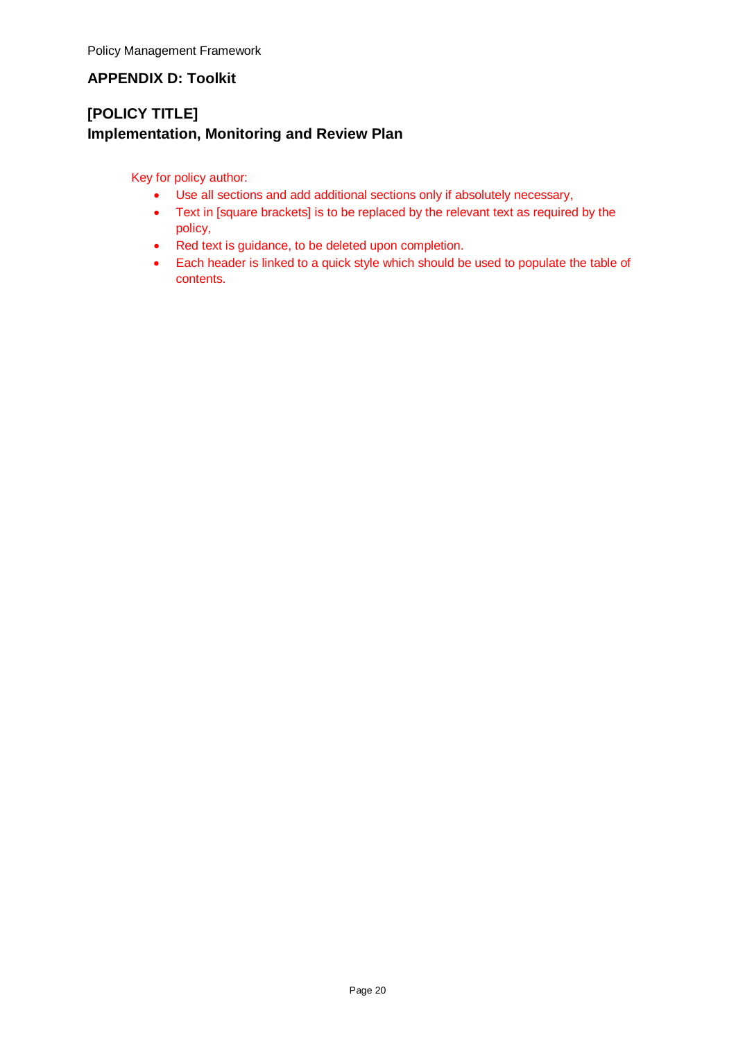## APPENDIX D: Toolkit

## [POLICY TITLE]
## Implementation, Monitoring and Review Plan

Key for policy author:

- Use all sections and add additional sections only if absolutely necessary,
- Text in [square brackets] is to be replaced by the relevant text as required by the policy,
- Red text is guidance, to be deleted upon completion.
- Each header is linked to a quick style which should be used to populate the table of contents.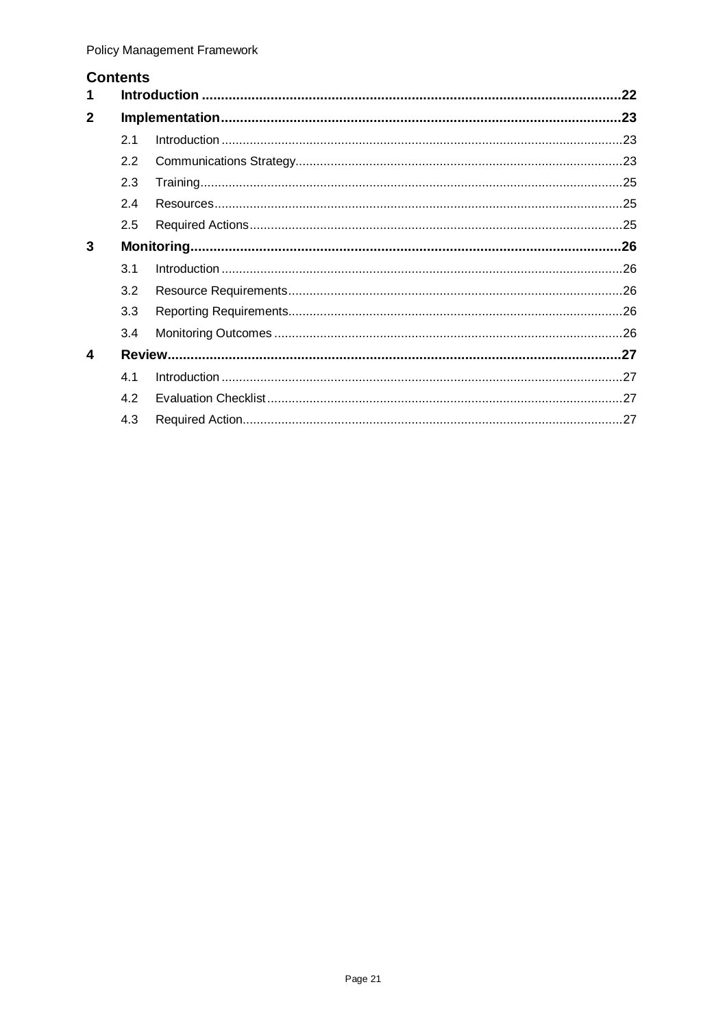## Contents

| | | |
|---|---|---|
| **1** | **Introduction** | **22** |
| **2** | **Implementation** | **23** |
| 2.1 | Introduction | 23 |
| 2.2 | Communications Strategy | 23 |
| 2.3 | Training | 25 |
| 2.4 | Resources | 25 |
| 2.5 | Required Actions | 25 |
| **3** | **Monitoring** | **26** |
| 3.1 | Introduction | 26 |
| 3.2 | Resource Requirements | 26 |
| 3.3 | Reporting Requirements | 26 |
| 3.4 | Monitoring Outcomes | 26 |
| **4** | **Review** | **27** |
| 4.1 | Introduction | 27 |
| 4.2 | Evaluation Checklist | 27 |
| 4.3 | Required Action | 27 |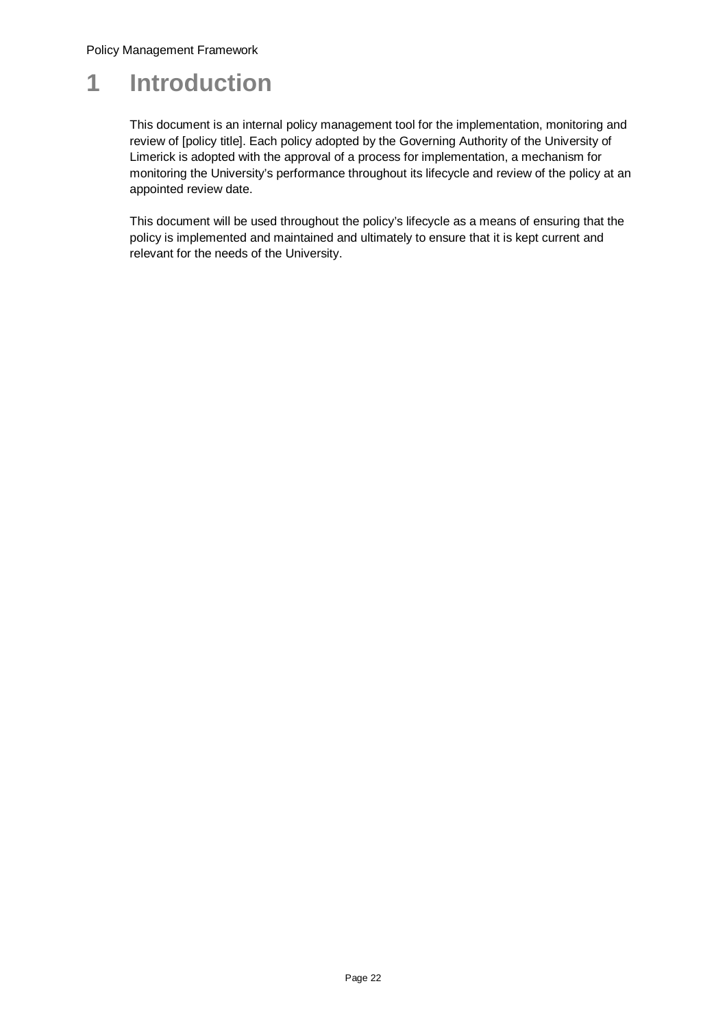# 1 Introduction

This document is an internal policy management tool for the implementation, monitoring and review of [policy title]. Each policy adopted by the Governing Authority of the University of Limerick is adopted with the approval of a process for implementation, a mechanism for monitoring the University's performance throughout its lifecycle and review of the policy at an appointed review date.

This document will be used throughout the policy's lifecycle as a means of ensuring that the policy is implemented and maintained and ultimately to ensure that it is kept current and relevant for the needs of the University.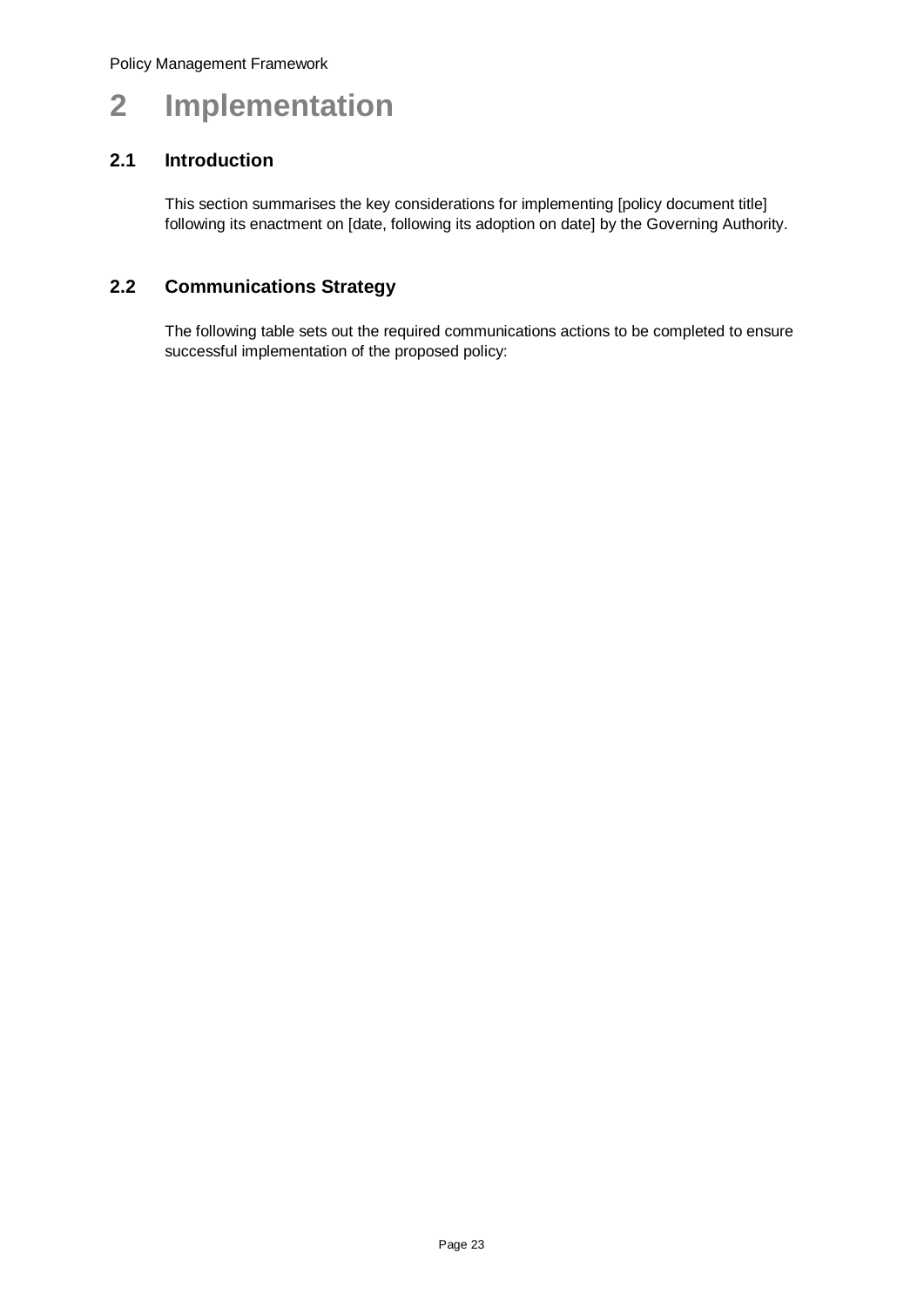# 2 Implementation

## 2.1 Introduction

This section summarises the key considerations for implementing [policy document title] following its enactment on [date, following its adoption on date] by the Governing Authority.

## 2.2 Communications Strategy

The following table sets out the required communications actions to be completed to ensure successful implementation of the proposed policy: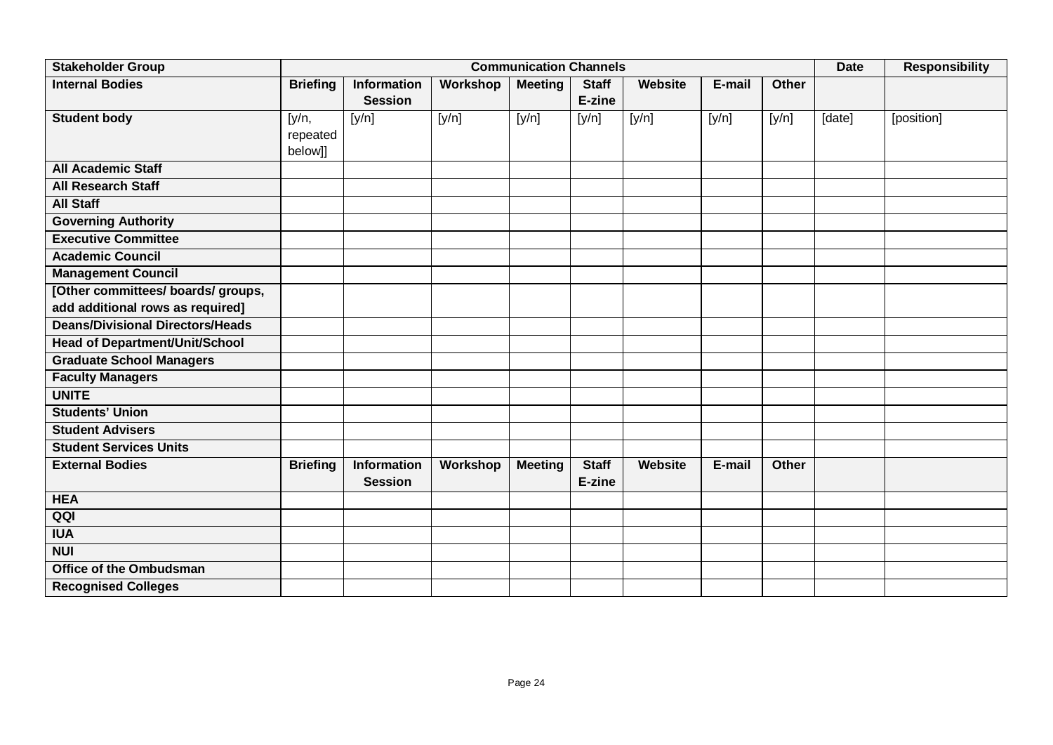| Stakeholder Group | Communication Channels | | | | | | | | Date | Responsibility |
|---|---|---|---|---|---|---|---|---|---|---|
| **Internal Bodies** | **Briefing** | **Information Session** | **Workshop** | **Meeting** | **Staff E-zine** | **Website** | **E-mail** | **Other** | | |
| **Student body** | [y/n, repeated below]] | [y/n] | [y/n] | [y/n] | [y/n] | [y/n] | [y/n] | [y/n] | [date] | [position] |
| **All Academic Staff** | | | | | | | | | | |
| **All Research Staff** | | | | | | | | | | |
| **All Staff** | | | | | | | | | | |
| **Governing Authority** | | | | | | | | | | |
| **Executive Committee** | | | | | | | | | | |
| **Academic Council** | | | | | | | | | | |
| **Management Council** | | | | | | | | | | |
| **[Other committees/ boards/ groups, add additional rows as required]** | | | | | | | | | | |
| **Deans/Divisional Directors/Heads** | | | | | | | | | | |
| **Head of Department/Unit/School** | | | | | | | | | | |
| **Graduate School Managers** | | | | | | | | | | |
| **Faculty Managers** | | | | | | | | | | |
| **UNITE** | | | | | | | | | | |
| **Students' Union** | | | | | | | | | | |
| **Student Advisers** | | | | | | | | | | |
| **Student Services Units** | | | | | | | | | | |
| **External Bodies** | **Briefing** | **Information Session** | **Workshop** | **Meeting** | **Staff E-zine** | **Website** | **E-mail** | **Other** | | |
| **HEA** | | | | | | | | | | |
| **QQI** | | | | | | | | | | |
| **IUA** | | | | | | | | | | |
| **NUI** | | | | | | | | | | |
| **Office of the Ombudsman** | | | | | | | | | | |
| **Recognised Colleges** | | | | | | | | | | |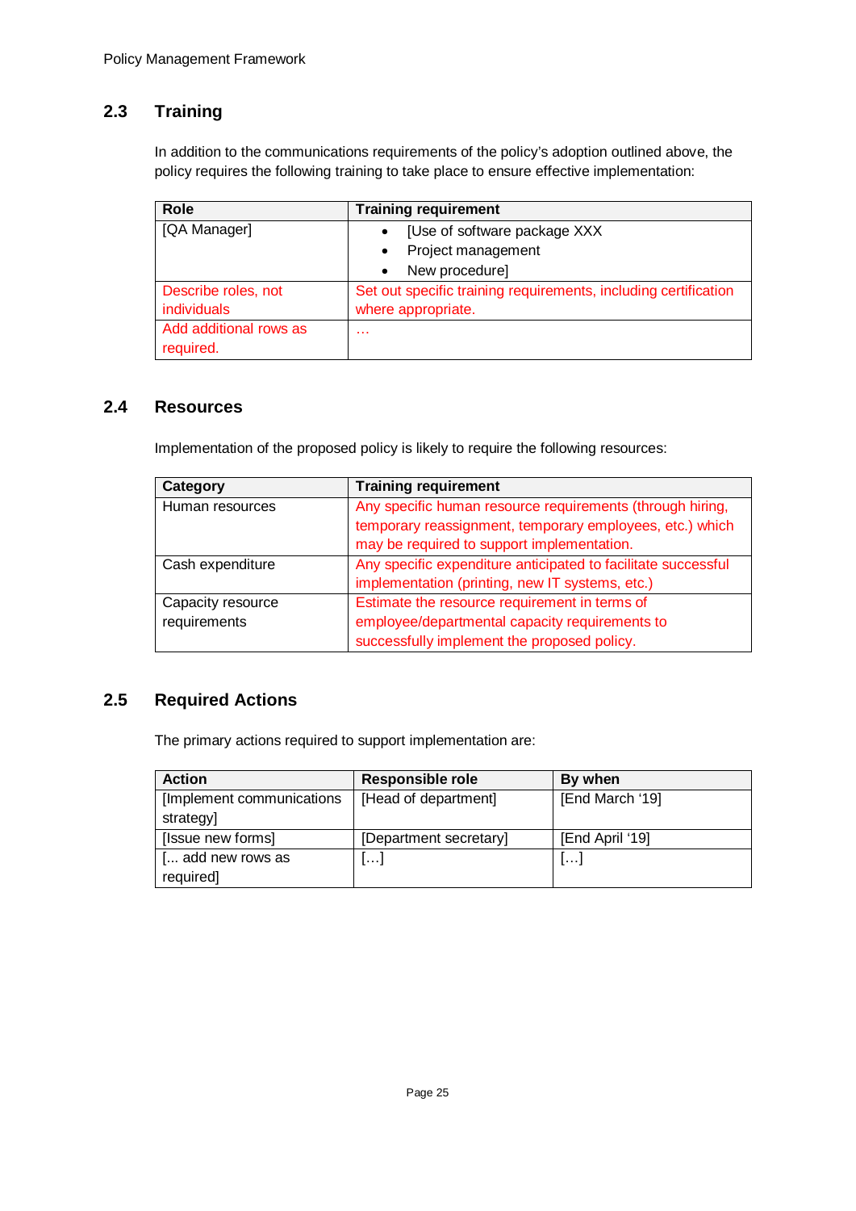## 2.3 Training

In addition to the communications requirements of the policy's adoption outlined above, the policy requires the following training to take place to ensure effective implementation:

| Role | Training requirement |
|---|---|
| [QA Manager] | • [Use of software package XXX<br>• Project management<br>• New procedure] |
| Describe roles, not individuals | Set out specific training requirements, including certification where appropriate. |
| Add additional rows as required. | … |

## 2.4 Resources

Implementation of the proposed policy is likely to require the following resources:

| Category | Training requirement |
|---|---|
| Human resources | Any specific human resource requirements (through hiring, temporary reassignment, temporary employees, etc.) which may be required to support implementation. |
| Cash expenditure | Any specific expenditure anticipated to facilitate successful implementation (printing, new IT systems, etc.) |
| Capacity resource requirements | Estimate the resource requirement in terms of employee/departmental capacity requirements to successfully implement the proposed policy. |

## 2.5 Required Actions

The primary actions required to support implementation are:

| Action | Responsible role | By when |
|---|---|---|
| [Implement communications strategy] | [Head of department] | [End March '19] |
| [Issue new forms] | [Department secretary] | [End April '19] |
| [... add new rows as required] | […] | […] |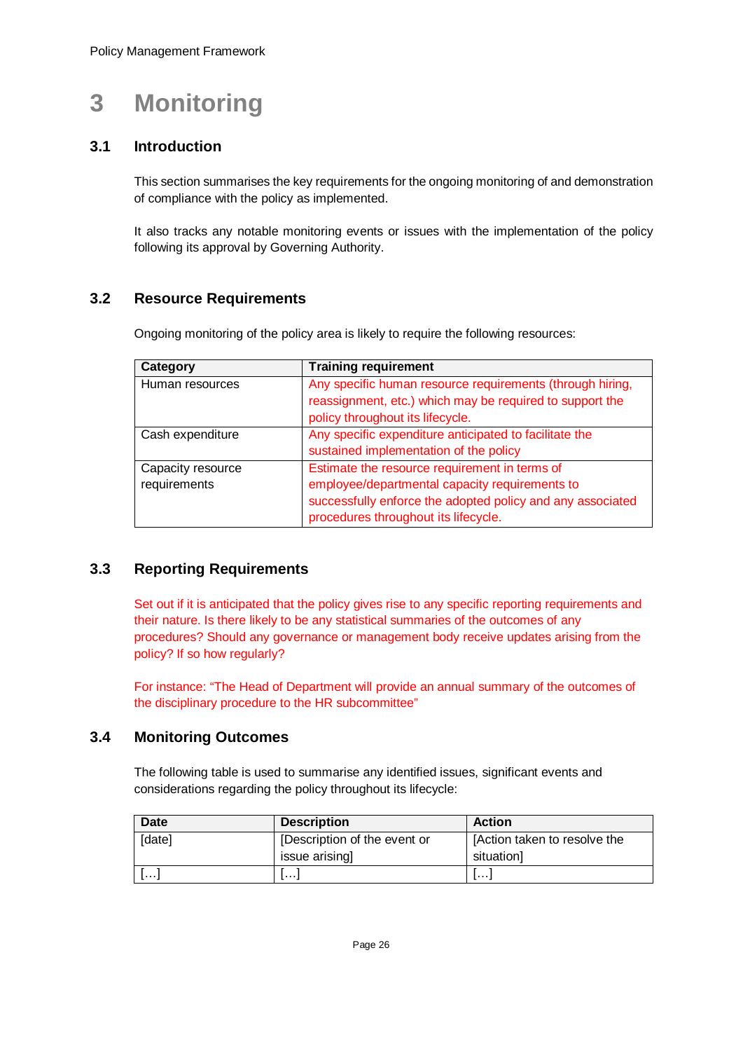# 3 Monitoring

## 3.1 Introduction

This section summarises the key requirements for the ongoing monitoring of and demonstration of compliance with the policy as implemented.

It also tracks any notable monitoring events or issues with the implementation of the policy following its approval by Governing Authority.

## 3.2 Resource Requirements

Ongoing monitoring of the policy area is likely to require the following resources:

| Category | Training requirement |
|---|---|
| Human resources | Any specific human resource requirements (through hiring, reassignment, etc.) which may be required to support the policy throughout its lifecycle. |
| Cash expenditure | Any specific expenditure anticipated to facilitate the sustained implementation of the policy |
| Capacity resource requirements | Estimate the resource requirement in terms of employee/departmental capacity requirements to successfully enforce the adopted policy and any associated procedures throughout its lifecycle. |

## 3.3 Reporting Requirements

Set out if it is anticipated that the policy gives rise to any specific reporting requirements and their nature. Is there likely to be any statistical summaries of the outcomes of any procedures? Should any governance or management body receive updates arising from the policy? If so how regularly?

For instance: "The Head of Department will provide an annual summary of the outcomes of the disciplinary procedure to the HR subcommittee"

## 3.4 Monitoring Outcomes

The following table is used to summarise any identified issues, significant events and considerations regarding the policy throughout its lifecycle:

| Date | Description | Action |
|---|---|---|
| [date] | [Description of the event or issue arising] | [Action taken to resolve the situation] |
| […] | […] | […] |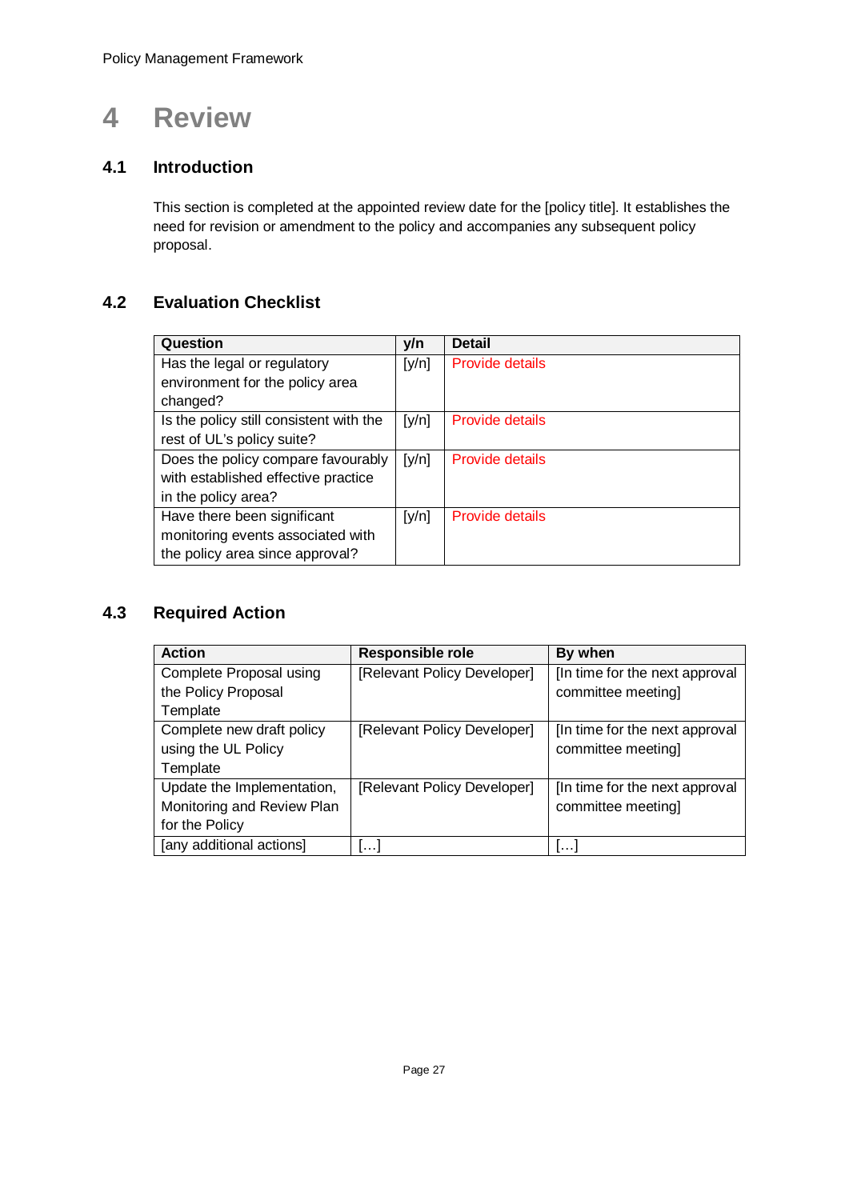# 4 Review

## 4.1 Introduction

This section is completed at the appointed review date for the [policy title]. It establishes the need for revision or amendment to the policy and accompanies any subsequent policy proposal.

## 4.2 Evaluation Checklist

| Question | y/n | Detail |
|---|---|---|
| Has the legal or regulatory environment for the policy area changed? | [y/n] | Provide details |
| Is the policy still consistent with the rest of UL's policy suite? | [y/n] | Provide details |
| Does the policy compare favourably with established effective practice in the policy area? | [y/n] | Provide details |
| Have there been significant monitoring events associated with the policy area since approval? | [y/n] | Provide details |

## 4.3 Required Action

| Action | Responsible role | By when |
|---|---|---|
| Complete Proposal using the Policy Proposal Template | [Relevant Policy Developer] | [In time for the next approval committee meeting] |
| Complete new draft policy using the UL Policy Template | [Relevant Policy Developer] | [In time for the next approval committee meeting] |
| Update the Implementation, Monitoring and Review Plan for the Policy | [Relevant Policy Developer] | [In time for the next approval committee meeting] |
| [any additional actions] | […] | […] |